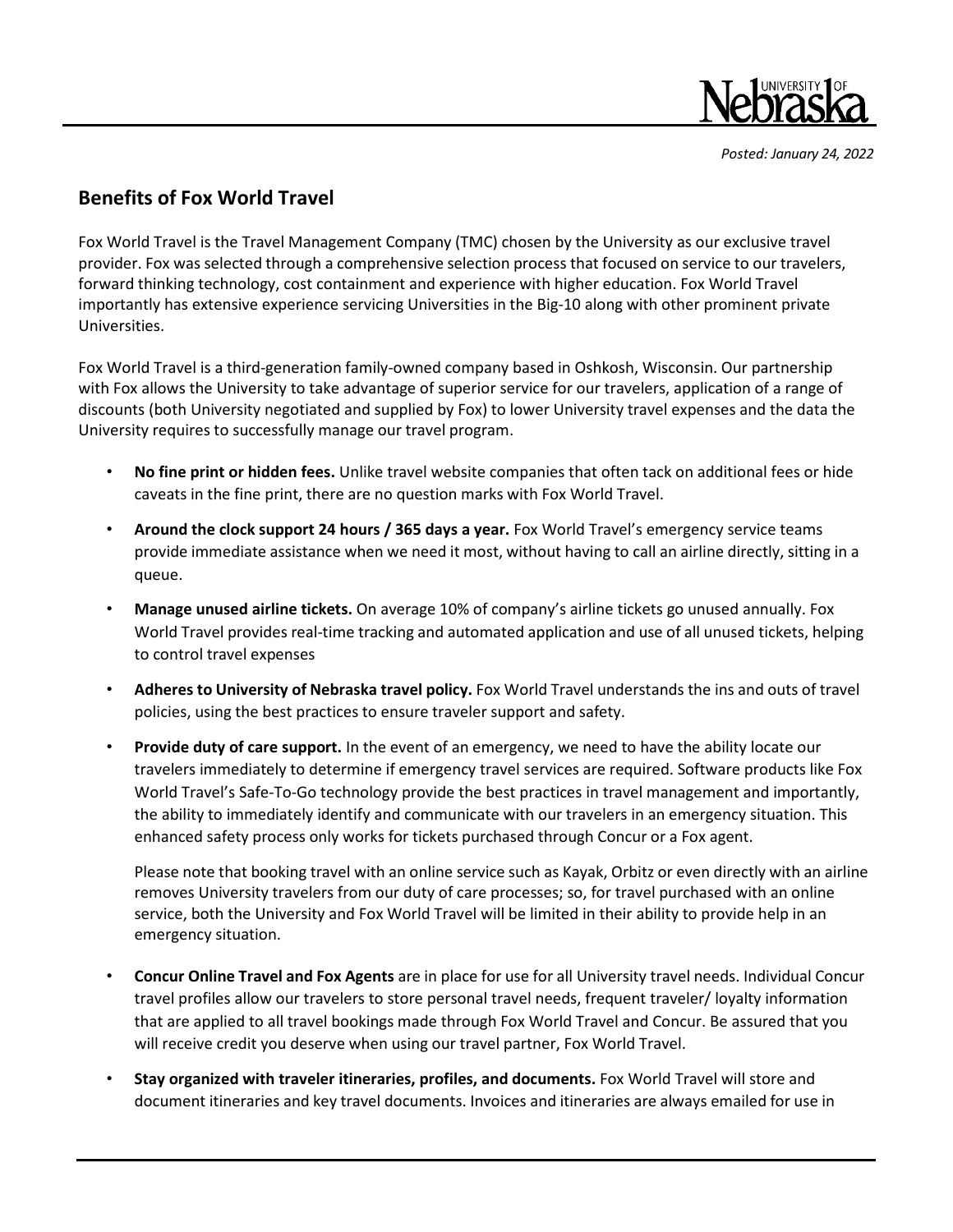*Posted: January 24, 2022*

## Benefits of Fox World Travel

Fox World Travel is the Travel Management Company (TMC) chosen by the University as our exclusive travel provider. Fox was selected through a comprehensive selection process that focused on service to our travelers, forward thinking technology, cost containment and experience with higher education. Fox World Travel importantly has extensive experience servicing Universities in the Big-10 along with other prominent private Universities.

Fox World Travel is a third-generation family-owned company based in Oshkosh, Wisconsin. Our partnership with Fox allows the University to take advantage of superior service for our travelers, application of a range of discounts (both University negotiated and supplied by Fox) to lower University travel expenses and the data the University requires to successfully manage our travel program.

- **No fine print or hidden fees.** Unlike travel website companies that often tack on additional fees or hide caveats in the fine print, there are no question marks with Fox World Travel.
- **Around the clock support 24 hours / 365 days a year.** Fox World Travel's emergency service teams provide immediate assistance when we need it most, without having to call an airline directly, sitting in a queue.
- **Manage unused airline tickets.** On average 10% of company's airline tickets go unused annually. Fox World Travel provides real-time tracking and automated application and use of all unused tickets, helping to control travel expenses
- **Adheres to University of Nebraska travel policy.** Fox World Travel understands the ins and outs of travel policies, using the best practices to ensure traveler support and safety.
- **Provide duty of care support.** In the event of an emergency, we need to have the ability locate our travelers immediately to determine if emergency travel services are required. Software products like Fox World Travel's Safe-To-Go technology provide the best practices in travel management and importantly, the ability to immediately identify and communicate with our travelers in an emergency situation. This enhanced safety process only works for tickets purchased through Concur or a Fox agent.

  Please note that booking travel with an online service such as Kayak, Orbitz or even directly with an airline removes University travelers from our duty of care processes; so, for travel purchased with an online service, both the University and Fox World Travel will be limited in their ability to provide help in an emergency situation.
- **Concur Online Travel and Fox Agents** are in place for use for all University travel needs. Individual Concur travel profiles allow our travelers to store personal travel needs, frequent traveler/ loyalty information that are applied to all travel bookings made through Fox World Travel and Concur. Be assured that you will receive credit you deserve when using our travel partner, Fox World Travel.
- **Stay organized with traveler itineraries, profiles, and documents.** Fox World Travel will store and document itineraries and key travel documents. Invoices and itineraries are always emailed for use in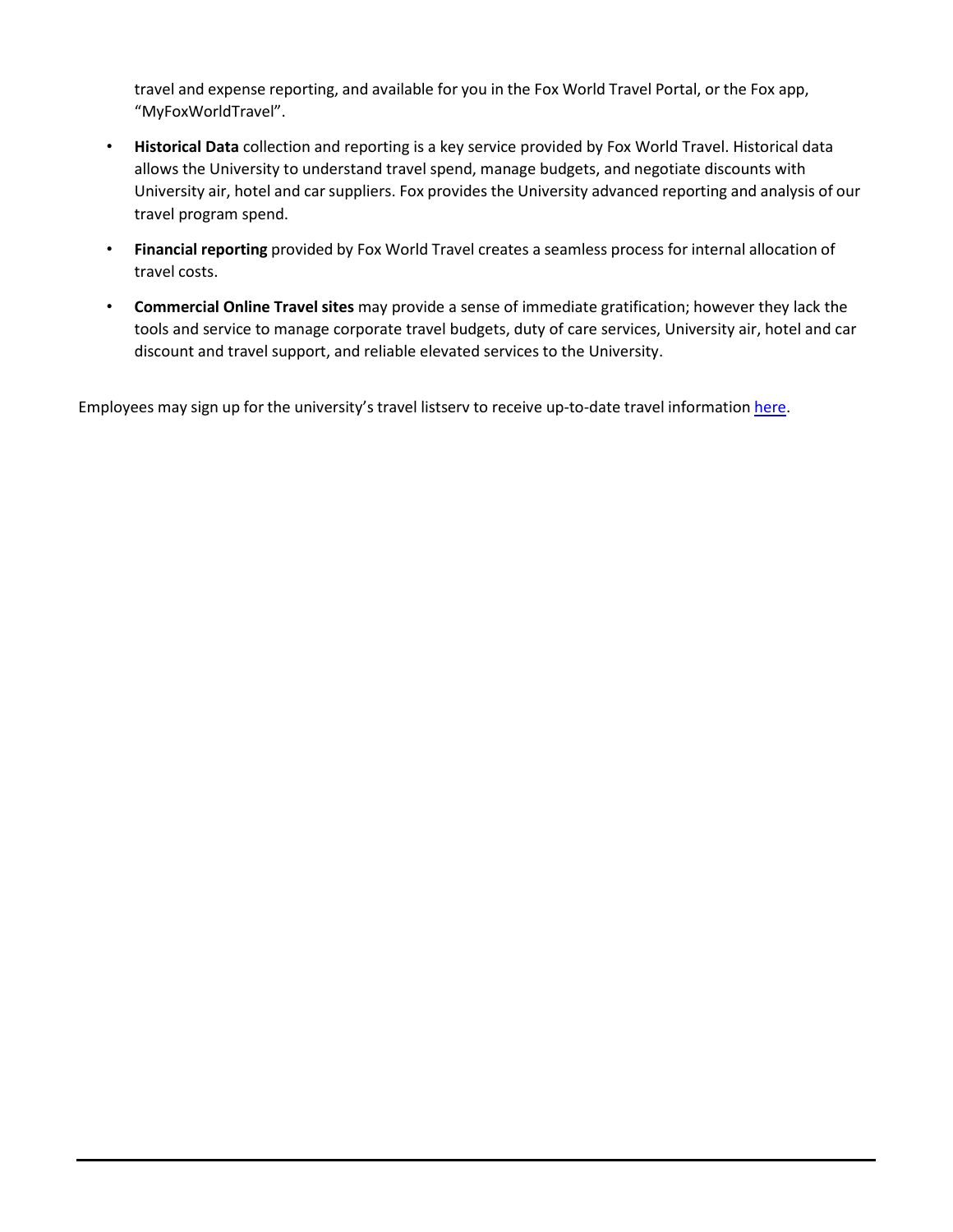travel and expense reporting, and available for you in the Fox World Travel Portal, or the Fox app, "MyFoxWorldTravel".

- **Historical Data** collection and reporting is a key service provided by Fox World Travel. Historical data allows the University to understand travel spend, manage budgets, and negotiate discounts with University air, hotel and car suppliers. Fox provides the University advanced reporting and analysis of our travel program spend.
- **Financial reporting** provided by Fox World Travel creates a seamless process for internal allocation of travel costs.
- **Commercial Online Travel sites** may provide a sense of immediate gratification; however they lack the tools and service to manage corporate travel budgets, duty of care services, University air, hotel and car discount and travel support, and reliable elevated services to the University.

Employees may sign up for the university's travel listserv to receive up-to-date travel information here.